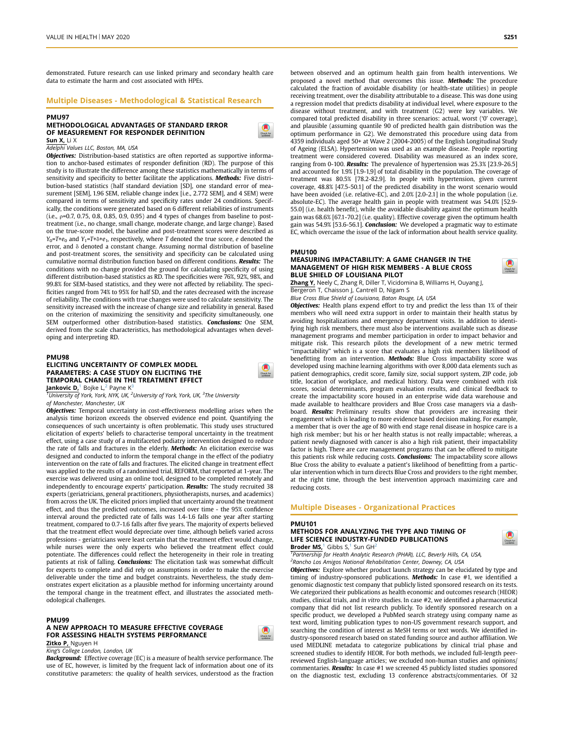demonstrated. Future research can use linked primary and secondary health care data to estimate the harm and cost associated with HPEs.

## Multiple Diseases - Methodological & Statistical Research

### PMU97

### METHODOLOGICAL ADVANTAGES OF STANDARD ERROR OF MEASUREMENT FOR RESPONDER DEFINITION

**Sun X,** Li X

*Adelphi Values LLC, Boston, MA, USA*

***Objectives:*** Distribution-based statistics are often reported as supportive information to anchor-based estimates of responder definition (RD). The purpose of this study is to illustrate the difference among these statistics mathematically in terms of sensitivity and specificity to better facilitate the applications. ***Methods:*** Five distribution-based statistics (half standard deviation [SD], one standard error of measurement [SEM], 1.96 SEM, reliable change index [i.e., 2.772 SEM], and 4 SEM) were compared in terms of sensitivity and specificity rates under 24 conditions. Specifically, the conditions were generated based on 6 different reliabilities of instruments (i.e., ρ=0.7, 0.75, 0.8, 0.85, 0.9, 0.95) and 4 types of changes from baseline to post-treatment (i.e., no change, small change, moderate change, and large change). Based on the true-score model, the baseline and post-treatment scores were described as $Y_0=T+e_0$ and $Y_1=T+\delta+e_1$, respectively, where $T$ denoted the true score, $e$ denoted the error, and $\delta$ denoted a constant change. Assuming normal distribution of baseline and post-treatment scores, the sensitivity and specificity can be calculated using cumulative normal distribution function based on different conditions. ***Results:*** The conditions with no change provided the ground for calculating specificity of using different distribution-based statistics as RD. The specificities were 76%, 92%, 98%, and 99.8% for SEM-based statistics, and they were not affected by reliability. The specificities ranged from 74% to 95% for half SD, and the rates decreased with the increase of reliability. The conditions with true changes were used to calculate sensitivity. The sensitivity increased with the increase of change size and reliability in general. Based on the criterion of maximizing the sensitivity and specificity simultaneously, one SEM outperformed other distribution-based statistics. ***Conclusions:*** One SEM, derived from the scale characteristics, has methodological advantages when developing and interpreting RD.

### PMU98

### ELICITING UNCERTAINTY OF COMPLEX MODEL PARAMETERS: A CASE STUDY ON ELICITING THE TEMPORAL CHANGE IN THE TREATMENT EFFECT

**Jankovic D,**[1] Bojke L,[2] Payne K[3]

[1]*University of York, York, NYK, UK,* [2]*University of York, York, UK,* [3]*The University of Manchester, Manchester, UK*

***Objectives:*** Temporal uncertainty in cost-effectiveness modelling arises when the analysis time horizon exceeds the observed evidence end point. Quantifying the consequences of such uncertainty is often problematic. This study uses structured elicitation of experts' beliefs to characterise temporal uncertainty in the treatment effect, using a case study of a multifaceted podiatry intervention designed to reduce the rate of falls and fractures in the elderly. ***Methods:*** An elicitation exercise was designed and conducted to inform the temporal change in the effect of the podiatry intervention on the rate of falls and fractures. The elicited change in treatment effect was applied to the results of a randomised trial, REFORM, that reported at 1-year. The exercise was delivered using an online tool, designed to be completed remotely and independently to encourage experts' participation. ***Results:*** The study recruited 38 experts (geriatricians, general practitioners, physiotherapists, nurses, and academics) from across the UK. The elicited priors implied that uncertainty around the treatment effect, and thus the predicted outcomes, increased over time - the 95% confidence interval around the predicted rate of falls was 1.4-1.6 falls one year after starting treatment, compared to 0.7-1.6 falls after five years. The majority of experts believed that the treatment effect would depreciate over time, although beliefs varied across professions - geriatricians were least certain that the treatment effect would change, while nurses were the only experts who believed the treatment effect could potentiate. The differences could reflect the heterogeneity in their role in treating patients at risk of falling. ***Conclusions:*** The elicitation task was somewhat difficult for experts to complete and did rely on assumptions in order to make the exercise deliverable under the time and budget constraints. Nevertheless, the study demonstrates expert elicitation as a plausible method for informing uncertainty around the temporal change in the treatment effect, and illustrates the associated methodological challenges.

### PMU99

### A NEW APPROACH TO MEASURE EFFECTIVE COVERAGE FOR ASSESSING HEALTH SYSTEMS PERFORMANCE

**Zitko P,** Nguyen H

*King's College London, London, UK*

***Background:*** Effective coverage (EC) is a measure of health service performance. The use of EC, however, is limited by the frequent lack of information about one of its constitutive parameters: the quality of health services, understood as the fraction between observed and an optimum health gain from health interventions. We proposed a novel method that overcomes this issue. ***Methods:*** The procedure calculated the fraction of avoidable disability (or health-state utilities) in people receiving treatment, over the disability attributable to a disease. This was done using a regression model that predicts disability at individual level, where exposure to the disease without treatment, and with treatment (G2) were key variables. We compared total predicted disability in three scenarios: actual, worst ('0' coverage), and plausible (assuming quantile 90 of predicted health gain distribution was the optimum performance in G2). We demonstrated this procedure using data from 4359 individuals aged 50+ at Wave 2 (2004-2005) of the English Longitudinal Study of Ageing (ELSA). Hypertension was used as an example disease. People reporting treatment were considered covered. Disability was measured as an index score, ranging from 0-100. ***Results:*** The prevalence of hypertension was 25.3% [23.9-26.5] and accounted for 1.9% [1.9-1,9] of total disability in the population. The coverage of treatment was 80.5% [78.2-82.9]. In people with hypertension, given current coverage, 48.8% [47.5-50.1] of the predicted disability in the worst scenario would have been avoided (i.e. relative-EC), and 2.0% [2.0-2.1] in the whole population (i.e. absolute-EC). The average health gain in people with treatment was 54.0% [52.9-55.0] (i.e. health benefit), while the avoidable disability against the optimum health gain was 68.6% [67.1-70.2] (i.e. quality). Effective coverage given the optimum health gain was 54.9% [53.6-56.1]. ***Conclusion:*** We developed a pragmatic way to estimate EC, which overcame the issue of the lack of information about health service quality.

### PMU100

### MEASURING IMPACTABILITY: A GAME CHANGER IN THE MANAGEMENT OF HIGH RISK MEMBERS - A BLUE CROSS BLUE SHIELD OF LOUISIANA PILOT

**Zhang Y,** Neely C, Zhang R, Diller T, Vicidomina B, Williams H, Ouyang J, Bergeron T, Chaisson J, Cantrell D, Nigam S

*Blue Cross Blue Shield of Louisiana, Baton Rouge, LA, USA*

***Objectives:*** Health plans expend effort to try and predict the less than 1% of their members who will need extra support in order to maintain their health status by avoiding hospitalizations and emergency department visits. In addition to identifying high risk members, there must also be interventions available such as disease management programs and member participation in order to impact behavior and mitigate risk. This research pilots the development of a new metric termed "impactability" which is a score that evaluates a high risk members likelihood of benefitting from an intervention. ***Methods:*** Blue Cross impactability score was developed using machine learning algorithms with over 8,000 data elements such as patient demographics, credit score, family size, social support system, ZIP code, job title, location of workplace, and medical history. Data were combined with risk scores, social determinants, program evaluation results, and clinical feedback to create the impactability score housed in an enterprise wide data warehouse and made available to healthcare providers and Blue Cross case managers via a dashboard. ***Results:*** Preliminary results show that providers are increasing their engagement which is leading to more evidence based decision making. For example, a member that is over the age of 80 with end stage renal disease in hospice care is a high risk member; but his or her health status is not really impactable; whereas, a patient newly diagnosed with cancer is also a high risk patient, their impactability factor is high. There are care management programs that can be offered to mitigate this patients risk while reducing costs. ***Conclusions:*** The impactability score allows Blue Cross the ability to evaluate a patient's likelihood of benefitting from a particular intervention which in turn directs Blue Cross and providers to the right member, at the right time, through the best intervention approach maximizing care and reducing costs.

## Multiple Diseases - Organizational Practices

### PMU101

### METHODS FOR ANALYZING THE TYPE AND TIMING OF LIFE SCIENCE INDUSTRY-FUNDED PUBLICATIONS

**Broder MS,**[1] Gibbs S,[1] Sun GH[2]

[1]*Partnership for Health Analytic Research (PHAR), LLC, Beverly Hills, CA, USA,* [2]*Rancho Los Amigos National Rehabilitation Center, Downey, CA, USA*

***Objectives:*** Explore whether product launch strategy can be elucidated by type and timing of industry-sponsored publications. ***Methods:*** In case #1, we identified a genomic diagnostic test company that publicly listed sponsored research on its tests. We categorized their publications as health economic and outcomes research (HEOR) studies, clinical trials, and *in vitro* studies. In case #2, we identified a pharmaceutical company that did not list research publicly. To identify sponsored research on a specific product, we developed a PubMed search strategy using company name as text word, limiting publication types to non-US government research support, and searching the condition of interest as MeSH terms or text words. We identified industry-sponsored research based on stated funding source and author affiliation. We used MEDLINE metadata to categorize publications by clinical trial phase and screened studies to identify HEOR. For both methods, we included full-length peer-reviewed English-language articles; we excluded non-human studies and opinions/commentaries. ***Results:*** In case #1 we screened 45 publicly listed studies sponsored on the diagnostic test, excluding 13 conference abstracts/commentaries. Of 32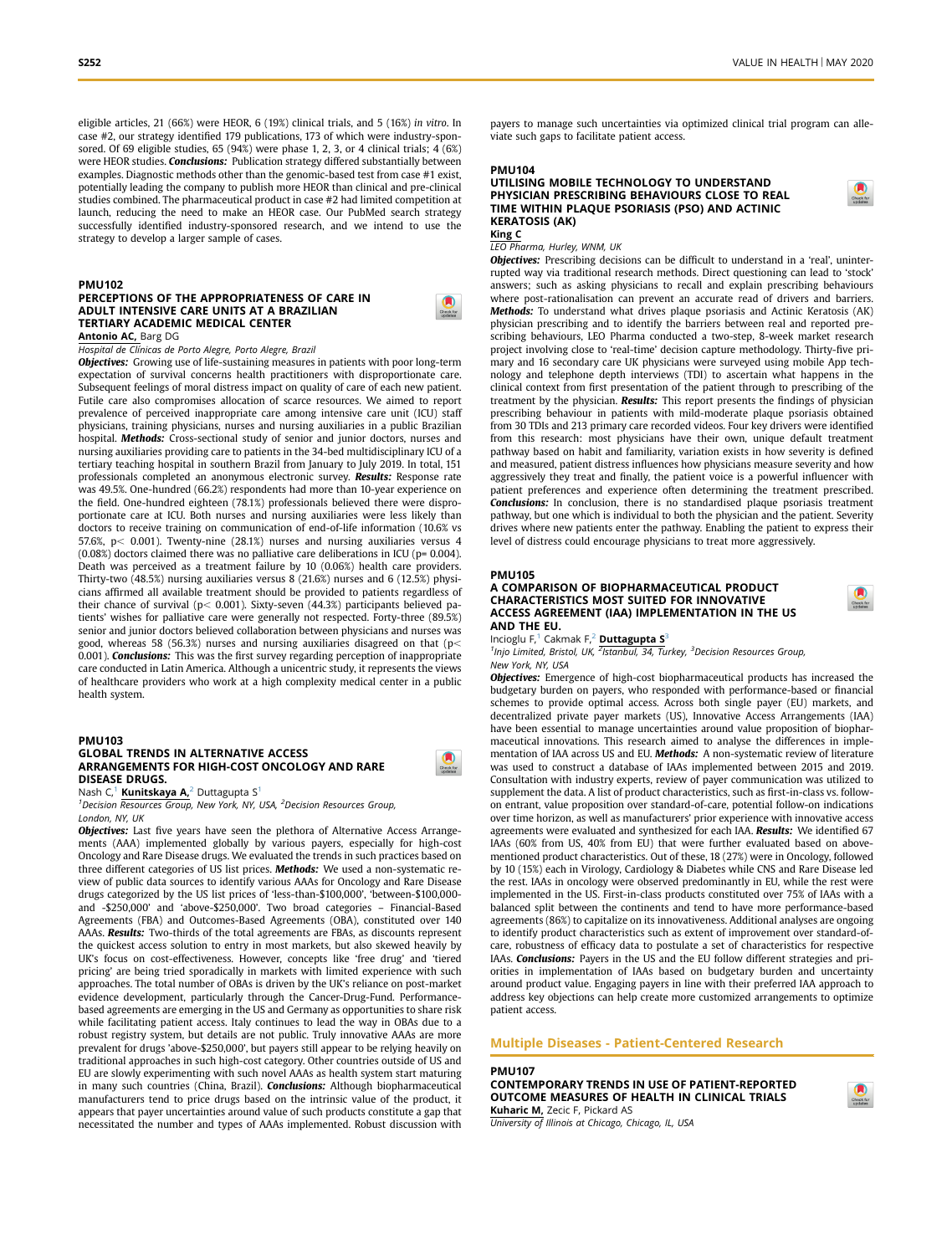eligible articles, 21 (66%) were HEOR, 6 (19%) clinical trials, and 5 (16%) *in vitro*. In case #2, our strategy identified 179 publications, 173 of which were industry-sponsored. Of 69 eligible studies, 65 (94%) were phase 1, 2, 3, or 4 clinical trials; 4 (6%) were HEOR studies. ***Conclusions:*** Publication strategy differed substantially between examples. Diagnostic methods other than the genomic-based test from case #1 exist, potentially leading the company to publish more HEOR than clinical and pre-clinical studies combined. The pharmaceutical product in case #2 had limited competition at launch, reducing the need to make an HEOR case. Our PubMed search strategy successfully identified industry-sponsored research, and we intend to use the strategy to develop a larger sample of cases.

### PMU102

### PERCEPTIONS OF THE APPROPRIATENESS OF CARE IN ADULT INTENSIVE CARE UNITS AT A BRAZILIAN TERTIARY ACADEMIC MEDICAL CENTER

**Antonio AC**, Barg DG

*Hospital de Clínicas de Porto Alegre, Porto Alegre, Brazil*

***Objectives:*** Growing use of life-sustaining measures in patients with poor long-term expectation of survival concerns health practitioners with disproportionate care. Subsequent feelings of moral distress impact on quality of care of each new patient. Futile care also compromises allocation of scarce resources. We aimed to report prevalence of perceived inappropriate care among intensive care unit (ICU) staff physicians, training physicians, nurses and nursing auxiliaries in a public Brazilian hospital. ***Methods:*** Cross-sectional study of senior and junior doctors, nurses and nursing auxiliaries providing care to patients in the 34-bed multidisciplinary ICU of a tertiary teaching hospital in southern Brazil from January to July 2019. In total, 151 professionals completed an anonymous electronic survey. ***Results:*** Response rate was 49.5%. One-hundred (66.2%) respondents had more than 10-year experience on the field. One-hundred eighteen (78.1%) professionals believed there were disproportionate care at ICU. Both nurses and nursing auxiliaries were less likely than doctors to receive training on communication of end-of-life information (10.6% vs 57.6%, $p < 0.001$). Twenty-nine (28.1%) nurses and nursing auxiliaries versus 4 (0.08%) doctors claimed there was no palliative care deliberations in ICU ($p = 0.004$). Death was perceived as a treatment failure by 10 (0.06%) health care providers. Thirty-two (48.5%) nursing auxiliaries versus 8 (21.6%) nurses and 6 (12.5%) physicians affirmed all available treatment should be provided to patients regardless of their chance of survival ($p < 0.001$). Sixty-seven (44.3%) participants believed patients' wishes for palliative care were generally not respected. Forty-three (89.5%) senior and junior doctors believed collaboration between physicians and nurses was good, whereas 58 (56.3%) nurses and nursing auxiliaries disagreed on that ($p < 0.001$). ***Conclusions:*** This was the first survey regarding perception of inappropriate care conducted in Latin America. Although a unicentric study, it represents the views of healthcare providers who work at a high complexity medical center in a public health system.

### PMU103

### GLOBAL TRENDS IN ALTERNATIVE ACCESS ARRANGEMENTS FOR HIGH-COST ONCOLOGY AND RARE DISEASE DRUGS.

Nash C,[1] **Kunitskaya A**,[2] Duttagupta S[1]

*[1]Decision Resources Group, New York, NY, USA, [2]Decision Resources Group, London, NY, UK*

***Objectives:*** Last five years have seen the plethora of Alternative Access Arrangements (AAA) implemented globally by various payers, especially for high-cost Oncology and Rare Disease drugs. We evaluated the trends in such practices based on three different categories of US list prices. ***Methods:*** We used a non-systematic review of public data sources to identify various AAAs for Oncology and Rare Disease drugs categorized by the US list prices of 'less-than-$100,000', 'between-$100,000-and -$250,000' and 'above-$250,000'. Two broad categories – Financial-Based Agreements (FBA) and Outcomes-Based Agreements (OBA), constituted over 140 AAAs. ***Results:*** Two-thirds of the total agreements are FBAs, as discounts represent the quickest access solution to entry in most markets, but also skewed heavily by UK's focus on cost-effectiveness. However, concepts like 'free drug' and 'tiered pricing' are being tried sporadically in markets with limited experience with such approaches. The total number of OBAs is driven by the UK's reliance on post-market evidence development, particularly through the Cancer-Drug-Fund. Performance-based agreements are emerging in the US and Germany as opportunities to share risk while facilitating patient access. Italy continues to lead the way in OBAs due to a robust registry system, but details are not public. Truly innovative AAAs are more prevalent for drugs 'above-$250,000', but payers still appear to be relying heavily on traditional approaches in such high-cost category. Other countries outside of US and EU are slowly experimenting with such novel AAAs as health system start maturing in many such countries (China, Brazil). ***Conclusions:*** Although biopharmaceutical manufacturers tend to price drugs based on the intrinsic value of the product, it appears that payer uncertainties around value of such products constitute a gap that necessitated the number and types of AAAs implemented. Robust discussion with payers to manage such uncertainties via optimized clinical trial program can alleviate such gaps to facilitate patient access.

### PMU104

### UTILISING MOBILE TECHNOLOGY TO UNDERSTAND PHYSICIAN PRESCRIBING BEHAVIOURS CLOSE TO REAL TIME WITHIN PLAQUE PSORIASIS (PSO) AND ACTINIC KERATOSIS (AK)

**King C**

*LEO Pharma, Hurley, WNM, UK*

***Objectives:*** Prescribing decisions can be difficult to understand in a 'real', uninterrupted way via traditional research methods. Direct questioning can lead to 'stock' answers; such as asking physicians to recall and explain prescribing behaviours where post-rationalisation can prevent an accurate read of drivers and barriers. ***Methods:*** To understand what drives plaque psoriasis and Actinic Keratosis (AK) physician prescribing and to identify the barriers between real and reported prescribing behaviours, LEO Pharma conducted a two-step, 8-week market research project involving close to 'real-time' decision capture methodology. Thirty-five primary and 16 secondary care UK physicians were surveyed using mobile App technology and telephone depth interviews (TDI) to ascertain what happens in the clinical context from first presentation of the patient through to prescribing of the treatment by the physician. ***Results:*** This report presents the findings of physician prescribing behaviour in patients with mild-moderate plaque psoriasis obtained from 30 TDIs and 213 primary care recorded videos. Four key drivers were identified from this research: most physicians have their own, unique default treatment pathway based on habit and familiarity, variation exists in how severity is defined and measured, patient distress influences how physicians measure severity and how aggressively they treat and finally, the patient voice is a powerful influencer with patient preferences and experience often determining the treatment prescribed. ***Conclusions:*** In conclusion, there is no standardised plaque psoriasis treatment pathway, but one which is individual to both the physician and the patient. Severity drives where new patients enter the pathway. Enabling the patient to express their level of distress could encourage physicians to treat more aggressively.

### PMU105

### A COMPARISON OF BIOPHARMACEUTICAL PRODUCT CHARACTERISTICS MOST SUITED FOR INNOVATIVE ACCESS AGREEMENT (IAA) IMPLEMENTATION IN THE US AND THE EU.

Incioglu F,[1] Cakmak F,[2] **Duttagupta S**[3]

*[1]Injo Limited, Bristol, UK, [2]İstanbul, 34, Turkey, [3]Decision Resources Group, New York, NY, USA*

***Objectives:*** Emergence of high-cost biopharmaceutical products has increased the budgetary burden on payers, who responded with performance-based or financial schemes to provide optimal access. Across both single payer (EU) markets, and decentralized private payer markets (US), Innovative Access Arrangements (IAA) have been essential to manage uncertainties around value proposition of biopharmaceutical innovations. This research aimed to analyse the differences in implementation of IAA across US and EU. ***Methods:*** A non-systematic review of literature was used to construct a database of IAAs implemented between 2015 and 2019. Consultation with industry experts, review of payer communication was utilized to supplement the data. A list of product characteristics, such as first-in-class vs. follow-on entrant, value proposition over standard-of-care, potential follow-on indications over time horizon, as well as manufacturers' prior experience with innovative access agreements were evaluated and synthesized for each IAA. ***Results:*** We identified 67 IAAs (60% from US, 40% from EU) that were further evaluated based on above-mentioned product characteristics. Out of these, 18 (27%) were in Oncology, followed by 10 (15%) each in Virology, Cardiology & Diabetes while CNS and Rare Disease led the rest. IAAs in oncology were observed predominantly in EU, while the rest were implemented in the US. First-in-class products constituted over 75% of IAAs with a balanced split between the continents and tend to have more performance-based agreements (86%) to capitalize on its innovativeness. Additional analyses are ongoing to identify product characteristics such as extent of improvement over standard-of-care, robustness of efficacy data to postulate a set of characteristics for respective IAAs. ***Conclusions:*** Payers in the US and the EU follow different strategies and priorities in implementation of IAAs based on budgetary burden and uncertainty around product value. Engaging payers in line with their preferred IAA approach to address key objections can help create more customized arrangements to optimize patient access.

## Multiple Diseases - Patient-Centered Research

### PMU107

### CONTEMPORARY TRENDS IN USE OF PATIENT-REPORTED OUTCOME MEASURES OF HEALTH IN CLINICAL TRIALS

**Kuharic M**, Zecic F, Pickard AS

*University of Illinois at Chicago, Chicago, IL, USA*